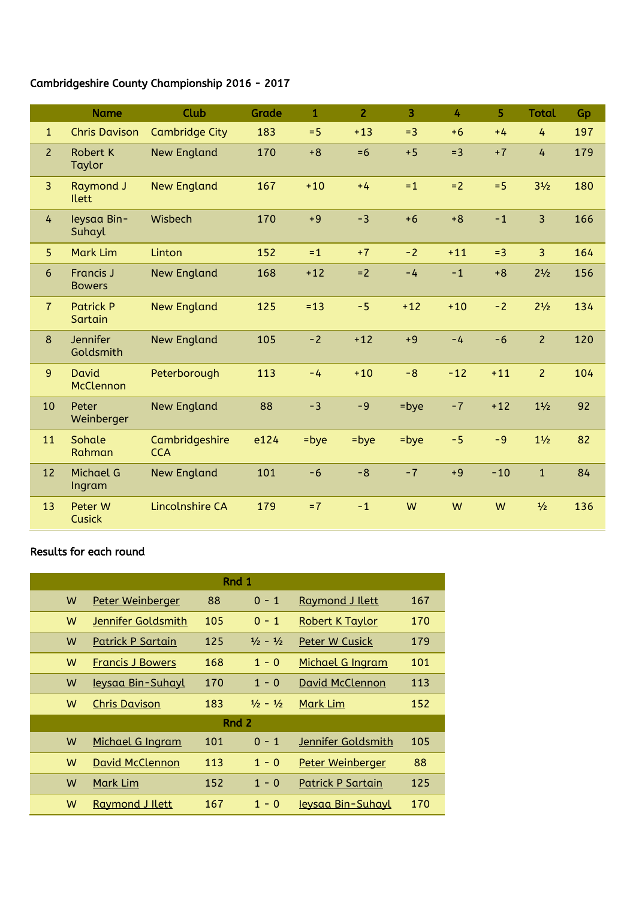Cambridgeshire County Championship 2016 - 2017

| | Name | Club | Grade | 1 | 2 | 3 | 4 | 5 | Total | Gp |
|---|---|---|---|---|---|---|---|---|---|---|
| 1 | Chris Davison | Cambridge City | 183 | =5 | +13 | =3 | +6 | +4 | 4 | 197 |
| 2 | Robert K Taylor | New England | 170 | +8 | =6 | +5 | =3 | +7 | 4 | 179 |
| 3 | Raymond J Ilett | New England | 167 | +10 | +4 | =1 | =2 | =5 | 3½ | 180 |
| 4 | Ieysaa Bin-Suhayl | Wisbech | 170 | +9 | -3 | +6 | +8 | -1 | 3 | 166 |
| 5 | Mark Lim | Linton | 152 | =1 | +7 | -2 | +11 | =3 | 3 | 164 |
| 6 | Francis J Bowers | New England | 168 | +12 | =2 | -4 | -1 | +8 | 2½ | 156 |
| 7 | Patrick P Sartain | New England | 125 | =13 | -5 | +12 | +10 | -2 | 2½ | 134 |
| 8 | Jennifer Goldsmith | New England | 105 | -2 | +12 | +9 | -4 | -6 | 2 | 120 |
| 9 | David McClennon | Peterborough | 113 | -4 | +10 | -8 | -12 | +11 | 2 | 104 |
| 10 | Peter Weinberger | New England | 88 | -3 | -9 | =bye | -7 | +12 | 1½ | 92 |
| 11 | Sohale Rahman | Cambridgeshire CCA | e124 | =bye | =bye | =bye | -5 | -9 | 1½ | 82 |
| 12 | Michael G Ingram | New England | 101 | -6 | -8 | -7 | +9 | -10 | 1 | 84 |
| 13 | Peter W Cusick | Lincolnshire CA | 179 | =7 | -1 | W | W | W | ½ | 136 |

Results for each round

| Rnd 1 | | | | | |
|---|---|---|---|---|---|
| W | Peter Weinberger | 88 | 0 - 1 | Raymond J Ilett | 167 |
| W | Jennifer Goldsmith | 105 | 0 - 1 | Robert K Taylor | 170 |
| W | Patrick P Sartain | 125 | ½ - ½ | Peter W Cusick | 179 |
| W | Francis J Bowers | 168 | 1 - 0 | Michael G Ingram | 101 |
| W | Ieysaa Bin-Suhayl | 170 | 1 - 0 | David McClennon | 113 |
| W | Chris Davison | 183 | ½ - ½ | Mark Lim | 152 |
| **Rnd 2** | | | | | |
| W | Michael G Ingram | 101 | 0 - 1 | Jennifer Goldsmith | 105 |
| W | David McClennon | 113 | 1 - 0 | Peter Weinberger | 88 |
| W | Mark Lim | 152 | 1 - 0 | Patrick P Sartain | 125 |
| W | Raymond J Ilett | 167 | 1 - 0 | Ieysaa Bin-Suhayl | 170 |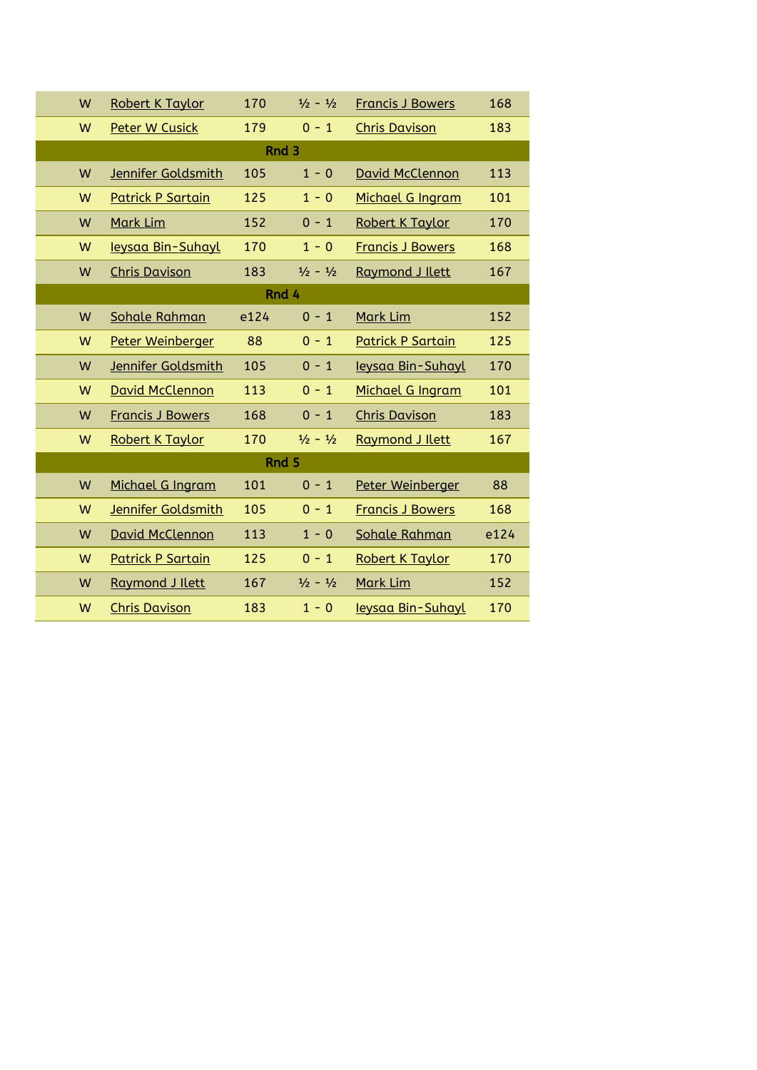| | | | | | |
|---|---|---|---|---|---|
| W | Robert K Taylor | 170 | ½ - ½ | Francis J Bowers | 168 |
| W | Peter W Cusick | 179 | 0 - 1 | Chris Davison | 183 |
| **Rnd 3** | | | | | |
| W | Jennifer Goldsmith | 105 | 1 - 0 | David McClennon | 113 |
| W | Patrick P Sartain | 125 | 1 - 0 | Michael G Ingram | 101 |
| W | Mark Lim | 152 | 0 - 1 | Robert K Taylor | 170 |
| W | Ieysaa Bin-Suhayl | 170 | 1 - 0 | Francis J Bowers | 168 |
| W | Chris Davison | 183 | ½ - ½ | Raymond J Ilett | 167 |
| **Rnd 4** | | | | | |
| W | Sohale Rahman | e124 | 0 - 1 | Mark Lim | 152 |
| W | Peter Weinberger | 88 | 0 - 1 | Patrick P Sartain | 125 |
| W | Jennifer Goldsmith | 105 | 0 - 1 | Ieysaa Bin-Suhayl | 170 |
| W | David McClennon | 113 | 0 - 1 | Michael G Ingram | 101 |
| W | Francis J Bowers | 168 | 0 - 1 | Chris Davison | 183 |
| W | Robert K Taylor | 170 | ½ - ½ | Raymond J Ilett | 167 |
| **Rnd 5** | | | | | |
| W | Michael G Ingram | 101 | 0 - 1 | Peter Weinberger | 88 |
| W | Jennifer Goldsmith | 105 | 0 - 1 | Francis J Bowers | 168 |
| W | David McClennon | 113 | 1 - 0 | Sohale Rahman | e124 |
| W | Patrick P Sartain | 125 | 0 - 1 | Robert K Taylor | 170 |
| W | Raymond J Ilett | 167 | ½ - ½ | Mark Lim | 152 |
| W | Chris Davison | 183 | 1 - 0 | Ieysaa Bin-Suhayl | 170 |